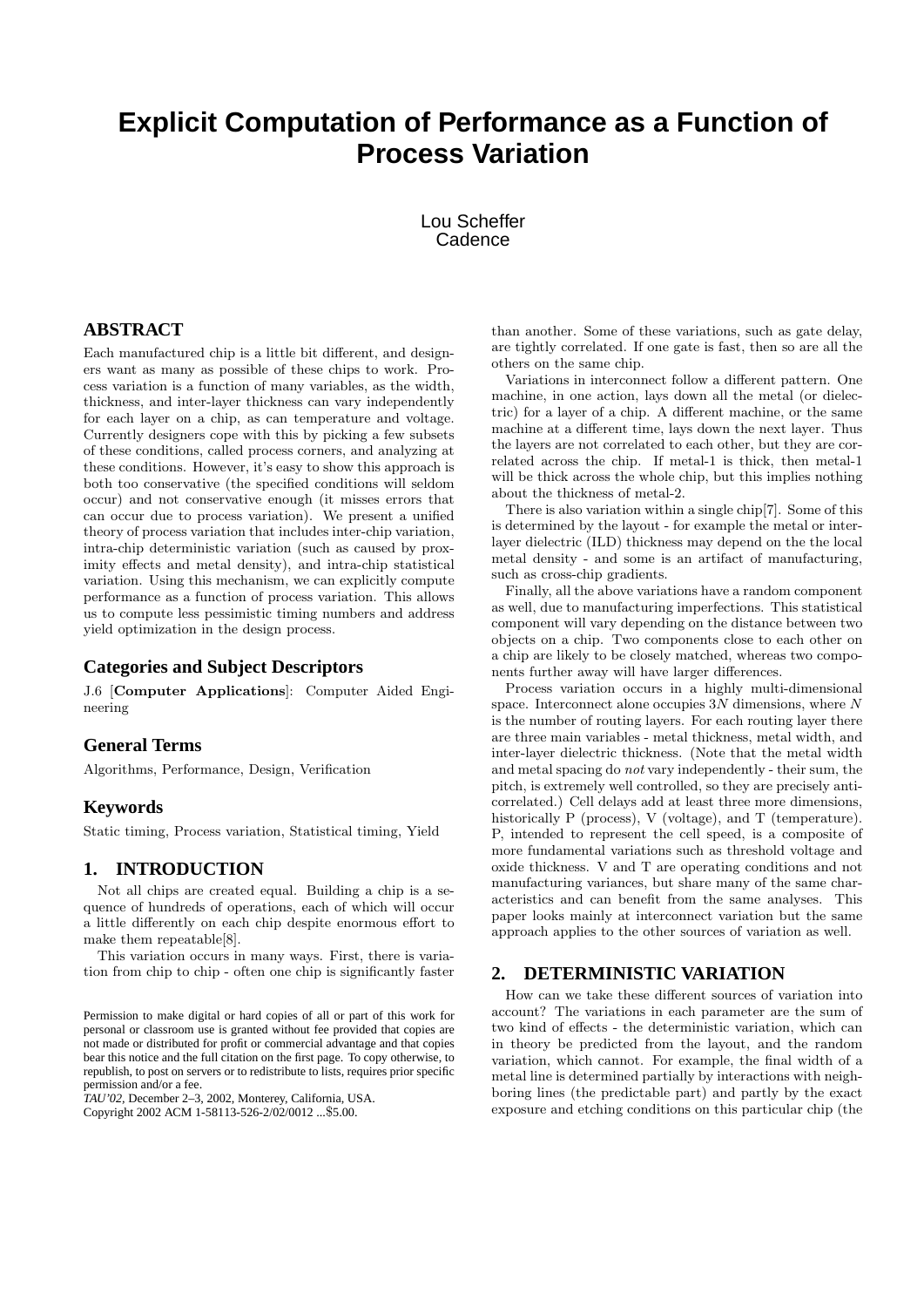# Explicit Computation of Performance as a Function of Process Variation

Lou Scheffer
Cadence

## ABSTRACT

Each manufactured chip is a little bit different, and designers want as many as possible of these chips to work. Process variation is a function of many variables, as the width, thickness, and inter-layer thickness can vary independently for each layer on a chip, as can temperature and voltage. Currently designers cope with this by picking a few subsets of these conditions, called process corners, and analyzing at these conditions. However, it's easy to show this approach is both too conservative (the specified conditions will seldom occur) and not conservative enough (it misses errors that can occur due to process variation). We present a unified theory of process variation that includes inter-chip variation, intra-chip deterministic variation (such as caused by proximity effects and metal density), and intra-chip statistical variation. Using this mechanism, we can explicitly compute performance as a function of process variation. This allows us to compute less pessimistic timing numbers and address yield optimization in the design process.

### Categories and Subject Descriptors

J.6 [**Computer Applications**]: Computer Aided Engineering

### General Terms

Algorithms, Performance, Design, Verification

### Keywords

Static timing, Process variation, Statistical timing, Yield

## 1. INTRODUCTION

Not all chips are created equal. Building a chip is a sequence of hundreds of operations, each of which will occur a little differently on each chip despite enormous effort to make them repeatable[8].

This variation occurs in many ways. First, there is variation from chip to chip - often one chip is significantly faster than another. Some of these variations, such as gate delay, are tightly correlated. If one gate is fast, then so are all the others on the same chip.

Variations in interconnect follow a different pattern. One machine, in one action, lays down all the metal (or dielectric) for a layer of a chip. A different machine, or the same machine at a different time, lays down the next layer. Thus the layers are not correlated to each other, but they are correlated across the chip. If metal-1 is thick, then metal-1 will be thick across the whole chip, but this implies nothing about the thickness of metal-2.

There is also variation within a single chip[7]. Some of this is determined by the layout - for example the metal or inter-layer dielectric (ILD) thickness may depend on the local metal density - and some is an artifact of manufacturing, such as cross-chip gradients.

Finally, all the above variations have a random component as well, due to manufacturing imperfections. This statistical component will vary depending on the distance between two objects on a chip. Two components close to each other on a chip are likely to be closely matched, whereas two components further away will have larger differences.

Process variation occurs in a highly multi-dimensional space. Interconnect alone occupies $3N$ dimensions, where $N$ is the number of routing layers. For each routing layer there are three main variables - metal thickness, metal width, and inter-layer dielectric thickness. (Note that the metal width and metal spacing do *not* vary independently - their sum, the pitch, is extremely well controlled, so they are precisely anti-correlated.) Cell delays add at least three more dimensions, historically P (process), V (voltage), and T (temperature). P, intended to represent the cell speed, is a composite of more fundamental variations such as threshold voltage and oxide thickness. V and T are operating conditions and not manufacturing variances, but share many of the same characteristics and can benefit from the same analyses. This paper looks mainly at interconnect variation but the same approach applies to the other sources of variation as well.

## 2. DETERMINISTIC VARIATION

How can we take these different sources of variation into account? The variations in each parameter are the sum of two kind of effects - the deterministic variation, which can in theory be predicted from the layout, and the random variation, which cannot. For example, the final width of a metal line is determined partially by interactions with neighboring lines (the predictable part) and partly by the exact exposure and etching conditions on this particular chip (the

Permission to make digital or hard copies of all or part of this work for personal or classroom use is granted without fee provided that copies are not made or distributed for profit or commercial advantage and that copies bear this notice and the full citation on the first page. To copy otherwise, to republish, to post on servers or to redistribute to lists, requires prior specific permission and/or a fee.
*TAU'02,* December 2–3, 2002, Monterey, California, USA.
Copyright 2002 ACM 1-58113-526-2/02/0012 ...$5.00.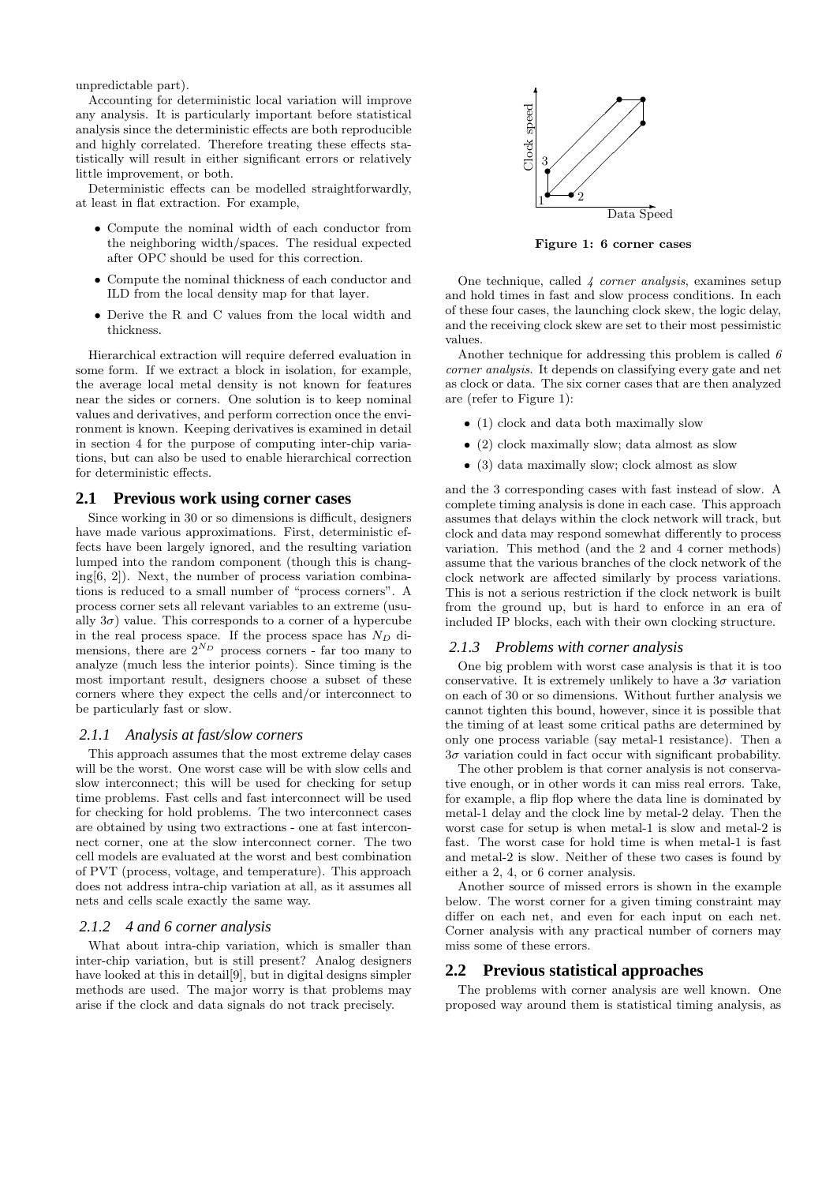unpredictable part).

Accounting for deterministic local variation will improve any analysis. It is particularly important before statistical analysis since the deterministic effects are both reproducible and highly correlated. Therefore treating these effects statistically will result in either significant errors or relatively little improvement, or both.

Deterministic effects can be modelled straightforwardly, at least in flat extraction. For example,

- Compute the nominal width of each conductor from the neighboring width/spaces. The residual expected after OPC should be used for this correction.
- Compute the nominal thickness of each conductor and ILD from the local density map for that layer.
- Derive the R and C values from the local width and thickness.

Hierarchical extraction will require deferred evaluation in some form. If we extract a block in isolation, for example, the average local metal density is not known for features near the sides or corners. One solution is to keep nominal values and derivatives, and perform correction once the environment is known. Keeping derivatives is examined in detail in section 4 for the purpose of computing inter-chip variations, but can also be used to enable hierarchical correction for deterministic effects.

## 2.1 Previous work using corner cases

Since working in 30 or so dimensions is difficult, designers have made various approximations. First, deterministic effects have been largely ignored, and the resulting variation lumped into the random component (though this is changing[6, 2]). Next, the number of process variation combinations is reduced to a small number of "process corners". A process corner sets all relevant variables to an extreme (usually $3\sigma$) value. This corresponds to a corner of a hypercube in the real process space. If the process space has $N_D$ dimensions, there are $2^{N_D}$ process corners - far too many to analyze (much less the interior points). Since timing is the most important result, designers choose a subset of these corners where they expect the cells and/or interconnect to be particularly fast or slow.

### 2.1.1 Analysis at fast/slow corners

This approach assumes that the most extreme delay cases will be the worst. One worst case will be with slow cells and slow interconnect; this will be used for checking for setup time problems. Fast cells and fast interconnect will be used for checking for hold problems. The two interconnect cases are obtained by using two extractions - one at fast interconnect corner, one at the slow interconnect corner. The two cell models are evaluated at the worst and best combination of PVT (process, voltage, and temperature). This approach does not address intra-chip variation at all, as it assumes all nets and cells scale exactly the same way.

### 2.1.2 4 and 6 corner analysis

What about intra-chip variation, which is smaller than inter-chip variation, but is still present? Analog designers have looked at this in detail[9], but in digital designs simpler methods are used. The major worry is that problems may arise if the clock and data signals do not track precisely.

Figure 1: 6 corner cases

One technique, called *4 corner analysis*, examines setup and hold times in fast and slow process conditions. In each of these four cases, the launching clock skew, the logic delay, and the receiving clock skew are set to their most pessimistic values.

Another technique for addressing this problem is called *6 corner analysis*. It depends on classifying every gate and net as clock or data. The six corner cases that are then analyzed are (refer to Figure 1):

- (1) clock and data both maximally slow
- (2) clock maximally slow; data almost as slow
- (3) data maximally slow; clock almost as slow

and the 3 corresponding cases with fast instead of slow. A complete timing analysis is done in each case. This approach assumes that delays within the clock network will track, but clock and data may respond somewhat differently to process variation. This method (and the 2 and 4 corner methods) assume that the various branches of the clock network of the clock network are affected similarly by process variations. This is not a serious restriction if the clock network is built from the ground up, but is hard to enforce in an era of included IP blocks, each with their own clocking structure.

### 2.1.3 Problems with corner analysis

One big problem with worst case analysis is that it is too conservative. It is extremely unlikely to have a $3\sigma$ variation on each of 30 or so dimensions. Without further analysis we cannot tighten this bound, however, since it is possible that the timing of at least some critical paths are determined by only one process variable (say metal-1 resistance). Then a $3\sigma$ variation could in fact occur with significant probability.

The other problem is that corner analysis is not conservative enough, or in other words it can miss real errors. Take, for example, a flip flop where the data line is dominated by metal-1 delay and the clock line by metal-2 delay. Then the worst case for setup is when metal-1 is slow and metal-2 is fast. The worst case for hold time is when metal-1 is fast and metal-2 is slow. Neither of these two cases is found by either a 2, 4, or 6 corner analysis.

Another source of missed errors is shown in the example below. The worst corner for a given timing constraint may differ on each net, and even for each input on each net. Corner analysis with any practical number of corners may miss some of these errors.

## 2.2 Previous statistical approaches

The problems with corner analysis are well known. One proposed way around them is statistical timing analysis, as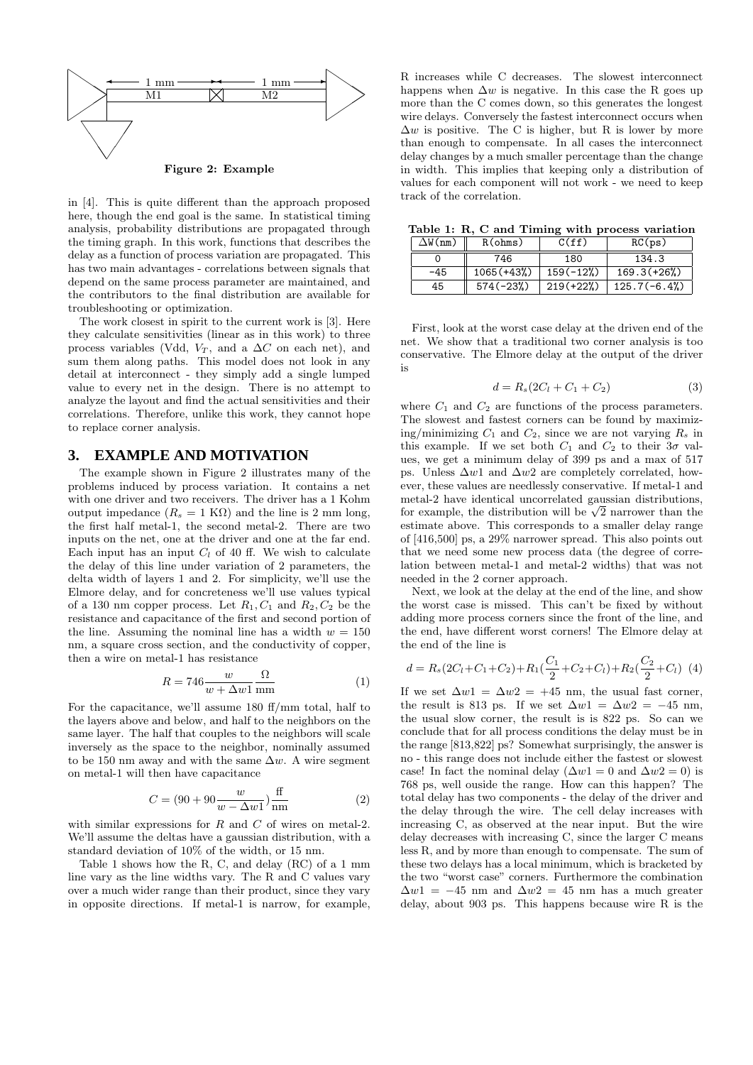Figure 2: Example

in [4]. This is quite different than the approach proposed here, though the end goal is the same. In statistical timing analysis, probability distributions are propagated through the timing graph. In this work, functions that describe the delay as a function of process variation are propagated. This has two main advantages - correlations between signals that depend on the same process parameter are maintained, and the contributors to the final distribution are available for troubleshooting or optimization.

The work closest in spirit to the current work is [3]. Here they calculate sensitivities (linear as in this work) to three process variables (Vdd, $V_T$, and a $\Delta C$ on each net), and sum them along paths. This model does not look in any detail at interconnect - they simply add a single lumped value to every net in the design. There is no attempt to analyze the layout and find the actual sensitivities and their correlations. Therefore, unlike this work, they cannot hope to replace corner analysis.

## 3. EXAMPLE AND MOTIVATION

The example shown in Figure 2 illustrates many of the problems induced by process variation. It contains a net with one driver and two receivers. The driver has a 1 Kohm output impedance ($R_s = 1$ K$\Omega$) and the line is 2 mm long, the first half metal-1, the second metal-2. There are two inputs on the net, one at the driver and one at the far end. Each input has an input $C_l$ of 40 ff. We wish to calculate the delay of this line under variation of 2 parameters, the delta width of layers 1 and 2. For simplicity, we'll use the Elmore delay, and for concreteness we'll use values typical of a 130 nm copper process. Let $R_1, C_1$ and $R_2, C_2$ be the resistance and capacitance of the first and second portion of the line. Assuming the nominal line has a width $w = 150$ nm, a square cross section, and the conductivity of copper, then a wire on metal-1 has resistance

$$R = 746 \frac{w}{w + \Delta w1} \frac{\Omega}{\text{mm}} \quad (1)$$

For the capacitance, we'll assume 180 ff/mm total, half to the layers above and below, and half to the neighbors on the same layer. The half that couples to the neighbors will scale inversely as the space to the neighbor, nominally assumed to be 150 nm away and with the same $\Delta w$. A wire segment on metal-1 will then have capacitance

$$C = (90 + 90 \frac{w}{w - \Delta w1}) \frac{\text{ff}}{\text{nm}} \quad (2)$$

with similar expressions for $R$ and $C$ of wires on metal-2. We'll assume the deltas have a gaussian distribution, with a standard deviation of 10% of the width, or 15 nm.

Table 1 shows how the R, C, and delay (RC) of a 1 mm line vary as the line widths vary. The R and C values vary over a much wider range than their product, since they vary in opposite directions. If metal-1 is narrow, for example, R increases while C decreases. The slowest interconnect happens when $\Delta w$ is negative. In this case the R goes up more than the C comes down, so this generates the longest wire delays. Conversely the fastest interconnect occurs when $\Delta w$ is positive. The C is higher, but R is lower by more than enough to compensate. In all cases the interconnect delay changes by a much smaller percentage than the change in width. This implies that keeping only a distribution of values for each component will not work - we need to keep track of the correlation.

**Table 1: R, C and Timing with process variation**

| $\Delta$W(nm) | R(ohms) | C(ff) | RC(ps) |
|---|---|---|---|
| 0 | 746 | 180 | 134.3 |
| -45 | 1065(+43%) | 159(-12%) | 169.3(+26%) |
| 45 | 574(-23%) | 219(+22%) | 125.7(-6.4%) |

First, look at the worst case delay at the driven end of the net. We show that a traditional two corner analysis is too conservative. The Elmore delay at the output of the driver is

$$d = R_s(2C_l + C_1 + C_2) \quad (3)$$

where $C_1$ and $C_2$ are functions of the process parameters. The slowest and fastest corners can be found by maximizing/minimizing $C_1$ and $C_2$, since we are not varying $R_s$ in this example. If we set both $C_1$ and $C_2$ to their $3\sigma$ values, we get a minimum delay of 399 ps and a max of 517 ps. Unless $\Delta w1$ and $\Delta w2$ are completely correlated, however, these values are needlessly conservative. If metal-1 and metal-2 have identical uncorrelated gaussian distributions, for example, the distribution will be $\sqrt{2}$ narrower than the estimate above. This corresponds to a smaller delay range of [416,500] ps, a 29% narrower spread. This also points out that we need some new process data (the degree of correlation between metal-1 and metal-2 widths) that was not needed in the 2 corner approach.

Next, we look at the delay at the end of the line, and show the worst case is missed. This can't be fixed by without adding more process corners since the front of the line, and the end, have different worst corners! The Elmore delay at the end of the line is

$$d = R_s(2C_l + C_1 + C_2) + R_1(\frac{C_1}{2} + C_2 + C_l) + R_2(\frac{C_2}{2} + C_l) \quad (4)$$

If we set $\Delta w1 = \Delta w2 = +45$ nm, the usual fast corner, the result is 813 ps. If we set $\Delta w1 = \Delta w2 = -45$ nm, the usual slow corner, the result is is 822 ps. So can we conclude that for all process conditions the delay must be in the range [813,822] ps? Somewhat surprisingly, the answer is no - this range does not include either the fastest or slowest case! In fact the nominal delay ($\Delta w1 = 0$ and $\Delta w2 = 0$) is 768 ps, well ouside the range. How can this happen? The total delay has two components - the delay of the driver and the delay through the wire. The cell delay increases with increasing C, as observed at the near input. But the wire delay decreases with increasing C, since the larger C means less R, and by more than enough to compensate. The sum of these two delays has a local minimum, which is bracketed by the two "worst case" corners. Furthermore the combination $\Delta w1 = -45$ nm and $\Delta w2 = 45$ nm has a much greater delay, about 903 ps. This happens because wire R is the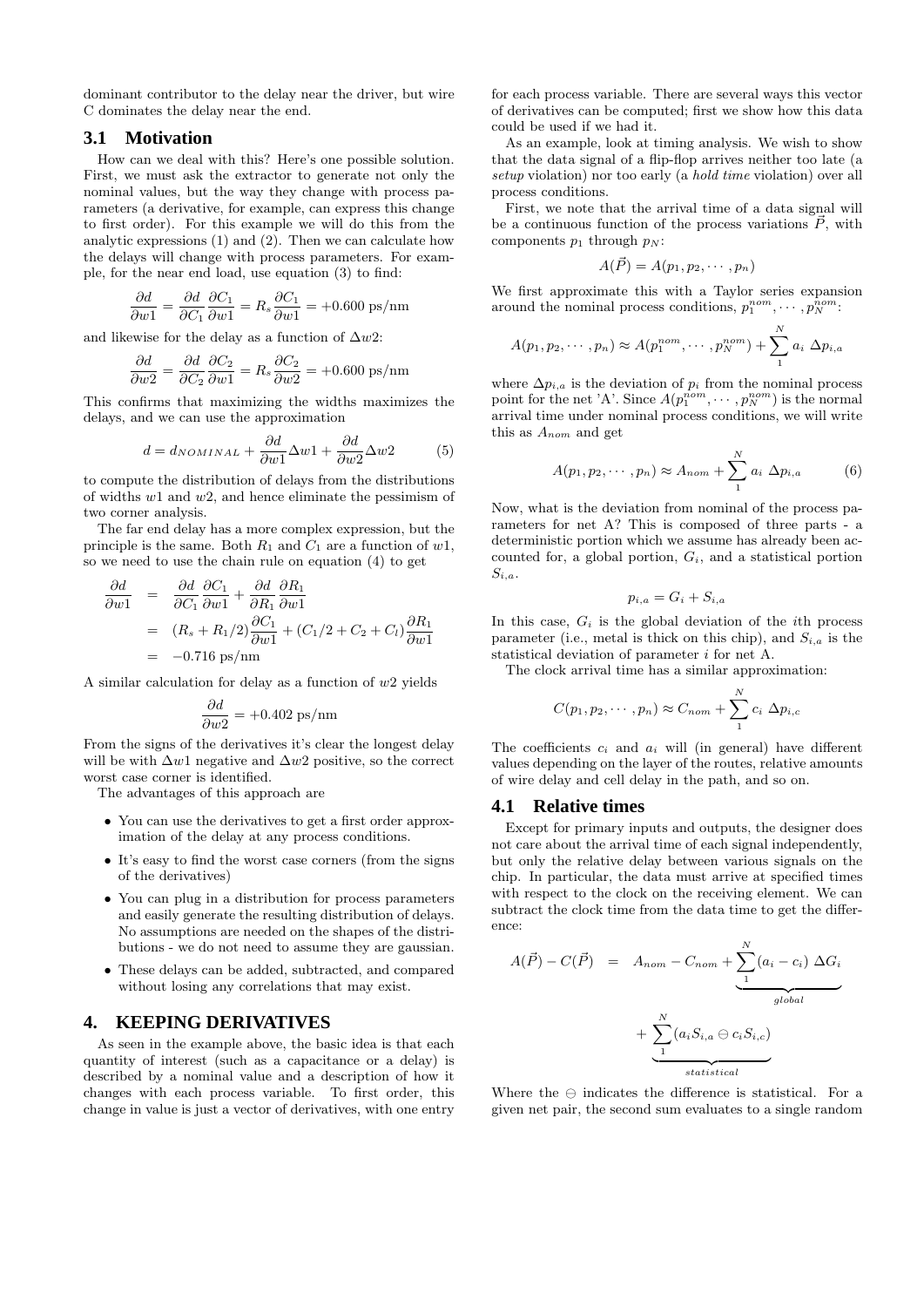dominant contributor to the delay near the driver, but wire C dominates the delay near the end.

### 3.1 Motivation

How can we deal with this? Here's one possible solution. First, we must ask the extractor to generate not only the nominal values, but the way they change with process parameters (a derivative, for example, can express this change to first order). For this example we will do this from the analytic expressions (1) and (2). Then we can calculate how the delays will change with process parameters. For example, for the near end load, use equation (3) to find:

$$\frac{\partial d}{\partial w1} = \frac{\partial d}{\partial C_1}\frac{\partial C_1}{\partial w1} = R_s \frac{\partial C_1}{\partial w1} = +0.600 \text{ ps/nm}$$

and likewise for the delay as a function of $\Delta w2$:

$$\frac{\partial d}{\partial w2} = \frac{\partial d}{\partial C_2}\frac{\partial C_2}{\partial w1} = R_s \frac{\partial C_2}{\partial w2} = +0.600 \text{ ps/nm}$$

This confirms that maximizing the widths maximizes the delays, and we can use the approximation

$$d = d_{NOMINAL} + \frac{\partial d}{\partial w1}\Delta w1 + \frac{\partial d}{\partial w2}\Delta w2 \tag{5}$$

to compute the distribution of delays from the distributions of widths $w1$ and $w2$, and hence eliminate the pessimism of two corner analysis.

The far end delay has a more complex expression, but the principle is the same. Both $R_1$ and $C_1$ are a function of $w1$, so we need to use the chain rule on equation (4) to get

$$\begin{aligned}
\frac{\partial d}{\partial w1} &= \frac{\partial d}{\partial C_1}\frac{\partial C_1}{\partial w1} + \frac{\partial d}{\partial R_1}\frac{\partial R_1}{\partial w1} \\
&= (R_s + R_1/2)\frac{\partial C_1}{\partial w1} + (C_1/2 + C_2 + C_l)\frac{\partial R_1}{\partial w1} \\
&= -0.716 \text{ ps/nm}
\end{aligned}$$

A similar calculation for delay as a function of $w2$ yields

$$\frac{\partial d}{\partial w2} = +0.402 \text{ ps/nm}$$

From the signs of the derivatives it's clear the longest delay will be with $\Delta w1$ negative and $\Delta w2$ positive, so the correct worst case corner is identified.

The advantages of this approach are

- You can use the derivatives to get a first order approximation of the delay at any process conditions.
- It's easy to find the worst case corners (from the signs of the derivatives)
- You can plug in a distribution for process parameters and easily generate the resulting distribution of delays. No assumptions are needed on the shapes of the distributions - we do not need to assume they are gaussian.
- These delays can be added, subtracted, and compared without losing any correlations that may exist.

## 4. KEEPING DERIVATIVES

As seen in the example above, the basic idea is that each quantity of interest (such as a capacitance or a delay) is described by a nominal value and a description of how it changes with each process variable. To first order, this change in value is just a vector of derivatives, with one entry for each process variable. There are several ways this vector of derivatives can be computed; first we show how this data could be used if we had it.

As an example, look at timing analysis. We wish to show that the data signal of a flip-flop arrives neither too late (a *setup* violation) nor too early (a *hold time* violation) over all process conditions.

First, we note that the arrival time of a data signal will be a continuous function of the process variations $\vec{P}$, with components $p_1$ through $p_N$:

$$A(\vec{P}) = A(p_1, p_2, \cdots, p_n)$$

We first approximate this with a Taylor series expansion around the nominal process conditions, $p_1^{nom}, \cdots, p_N^{nom}$:

$$A(p_1, p_2, \cdots, p_n) \approx A(p_1^{nom}, \cdots, p_N^{nom}) + \sum_1^N a_i \; \Delta p_{i,a}$$

where $\Delta p_{i,a}$ is the deviation of $p_i$ from the nominal process point for the net 'A'. Since $A(p_1^{nom}, \cdots, p_N^{nom})$ is the normal arrival time under nominal process conditions, we will write this as $A_{nom}$ and get

$$A(p_1, p_2, \cdots, p_n) \approx A_{nom} + \sum_1^N a_i \; \Delta p_{i,a} \tag{6}$$

Now, what is the deviation from nominal of the process parameters for net A? This is composed of three parts - a deterministic portion which we assume has already been accounted for, a global portion, $G_i$, and a statistical portion $S_{i,a}$.

$$p_{i,a} = G_i + S_{i,a}$$

In this case, $G_i$ is the global deviation of the $i$th process parameter (i.e., metal is thick on this chip), and $S_{i,a}$ is the statistical deviation of parameter $i$ for net A.

The clock arrival time has a similar approximation:

$$C(p_1, p_2, \cdots, p_n) \approx C_{nom} + \sum_1^N c_i \; \Delta p_{i,c}$$

The coefficients $c_i$ and $a_i$ will (in general) have different values depending on the layer of the routes, relative amounts of wire delay and cell delay in the path, and so on.

### 4.1 Relative times

Except for primary inputs and outputs, the designer does not care about the arrival time of each signal independently, but only the relative delay between various signals on the chip. In particular, the data must arrive at specified times with respect to the clock on the receiving element. We can subtract the clock time from the data time to get the difference:

$$\begin{aligned}
A(\vec{P}) - C(\vec{P}) &= A_{nom} - C_{nom} + \underbrace{\sum_1^N (a_i - c_i) \; \Delta G_i}_{global} \\
&\quad + \underbrace{\sum_1^N (a_i S_{i,a} \ominus c_i S_{i,c})}_{statistical}
\end{aligned}$$

Where the $\ominus$ indicates the difference is statistical. For a given net pair, the second sum evaluates to a single random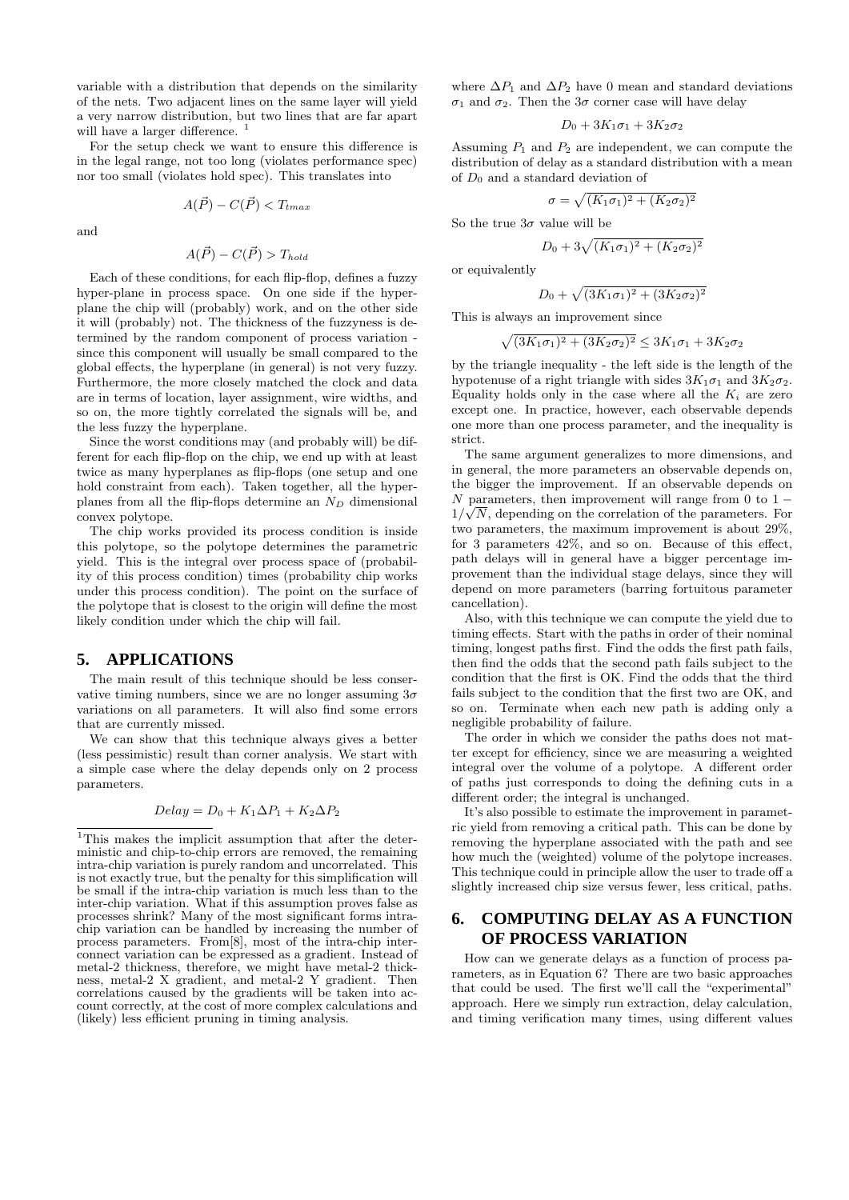variable with a distribution that depends on the similarity of the nets. Two adjacent lines on the same layer will yield a very narrow distribution, but two lines that are far apart will have a larger difference. [1]

For the setup check we want to ensure this difference is in the legal range, not too long (violates performance spec) nor too small (violates hold spec). This translates into

$$A(\vec{P}) - C(\vec{P}) < T_{tmax}$$

and

$$A(\vec{P}) - C(\vec{P}) > T_{hold}$$

Each of these conditions, for each flip-flop, defines a fuzzy hyper-plane in process space. On one side if the hyperplane the chip will (probably) work, and on the other side it will (probably) not. The thickness of the fuzzyness is determined by the random component of process variation - since this component will usually be small compared to the global effects, the hyperplane (in general) is not very fuzzy. Furthermore, the more closely matched the clock and data are in terms of location, layer assignment, wire widths, and so on, the more tightly correlated the signals will be, and the less fuzzy the hyperplane.

Since the worst conditions may (and probably will) be different for each flip-flop on the chip, we end up with at least twice as many hyperplanes as flip-flops (one setup and one hold constraint from each). Taken together, all the hyperplanes from all the flip-flops determine an $N_D$ dimensional convex polytope.

The chip works provided its process condition is inside this polytope, so the polytope determines the parametric yield. This is the integral over process space of (probability of this process condition) times (probability chip works under this process condition). The point on the surface of the polytope that is closest to the origin will define the most likely condition under which the chip will fail.

## 5. APPLICATIONS

The main result of this technique should be less conservative timing numbers, since we are no longer assuming $3\sigma$ variations on all parameters. It will also find some errors that are currently missed.

We can show that this technique always gives a better (less pessimistic) result than corner analysis. We start with a simple case where the delay depends only on 2 process parameters.

$$Delay = D_0 + K_1 \Delta P_1 + K_2 \Delta P_2$$

where $\Delta P_1$ and $\Delta P_2$ have 0 mean and standard deviations $\sigma_1$ and $\sigma_2$. Then the $3\sigma$ corner case will have delay

$$D_0 + 3K_1\sigma_1 + 3K_2\sigma_2$$

Assuming $P_1$ and $P_2$ are independent, we can compute the distribution of delay as a standard distribution with a mean of $D_0$ and a standard deviation of

$$\sigma = \sqrt{(K_1\sigma_1)^2 + (K_2\sigma_2)^2}$$

So the true $3\sigma$ value will be

$$D_0 + 3\sqrt{(K_1\sigma_1)^2 + (K_2\sigma_2)^2}$$

or equivalently

$$D_0 + \sqrt{(3K_1\sigma_1)^2 + (3K_2\sigma_2)^2}$$

This is always an improvement since

$$\sqrt{(3K_1\sigma_1)^2 + (3K_2\sigma_2)^2} \leq 3K_1\sigma_1 + 3K_2\sigma_2$$

by the triangle inequality - the left side is the length of the hypotenuse of a right triangle with sides $3K_1\sigma_1$ and $3K_2\sigma_2$. Equality holds only in the case where all the $K_i$ are zero except one. In practice, however, each observable depends one more than one process parameter, and the inequality is strict.

The same argument generalizes to more dimensions, and in general, the more parameters an observable depends on, the bigger the improvement. If an observable depends on $N$ parameters, then improvement will range from 0 to $1 - 1/\sqrt{N}$, depending on the correlation of the parameters. For two parameters, the maximum improvement is about 29%, for 3 parameters 42%, and so on. Because of this effect, path delays will in general have a bigger percentage improvement than the individual stage delays, since they will depend on more parameters (barring fortuitous parameter cancellation).

Also, with this technique we can compute the yield due to timing effects. Start with the paths in order of their nominal timing, longest paths first. Find the odds the first path fails, then find the odds that the second path fails subject to the condition that the first is OK. Find the odds that the third fails subject to the condition that the first two are OK, and so on. Terminate when each new path is adding only a negligible probability of failure.

The order in which we consider the paths does not matter except for efficiency, since we are measuring a weighted integral over the volume of a polytope. A different order of paths just corresponds to doing the defining cuts in a different order; the integral is unchanged.

It's also possible to estimate the improvement in parametric yield from removing a critical path. This can be done by removing the hyperplane associated with the path and see how much the (weighted) volume of the polytope increases. This technique could in principle allow the user to trade off a slightly increased chip size versus fewer, less critical, paths.

## 6. COMPUTING DELAY AS A FUNCTION OF PROCESS VARIATION

How can we generate delays as a function of process parameters, as in Equation 6? There are two basic approaches that could be used. The first we'll call the "experimental" approach. Here we simply run extraction, delay calculation, and timing verification many times, using different values

[1] This makes the implicit assumption that after the deterministic and chip-to-chip errors are removed, the remaining intra-chip variation is purely random and uncorrelated. This is not exactly true, but the penalty for this simplification will be small if the intra-chip variation is much less than to the inter-chip variation. What if this assumption proves false as processes shrink? Many of the most significant forms intra-chip variation can be handled by increasing the number of process parameters. From[8], most of the intra-chip interconnect variation can be expressed as a gradient. Instead of metal-2 thickness, therefore, we might have metal-2 thickness, metal-2 X gradient, and metal-2 Y gradient. Then correlations caused by the gradients will be taken into account correctly, at the cost of more complex calculations and (likely) less efficient pruning in timing analysis.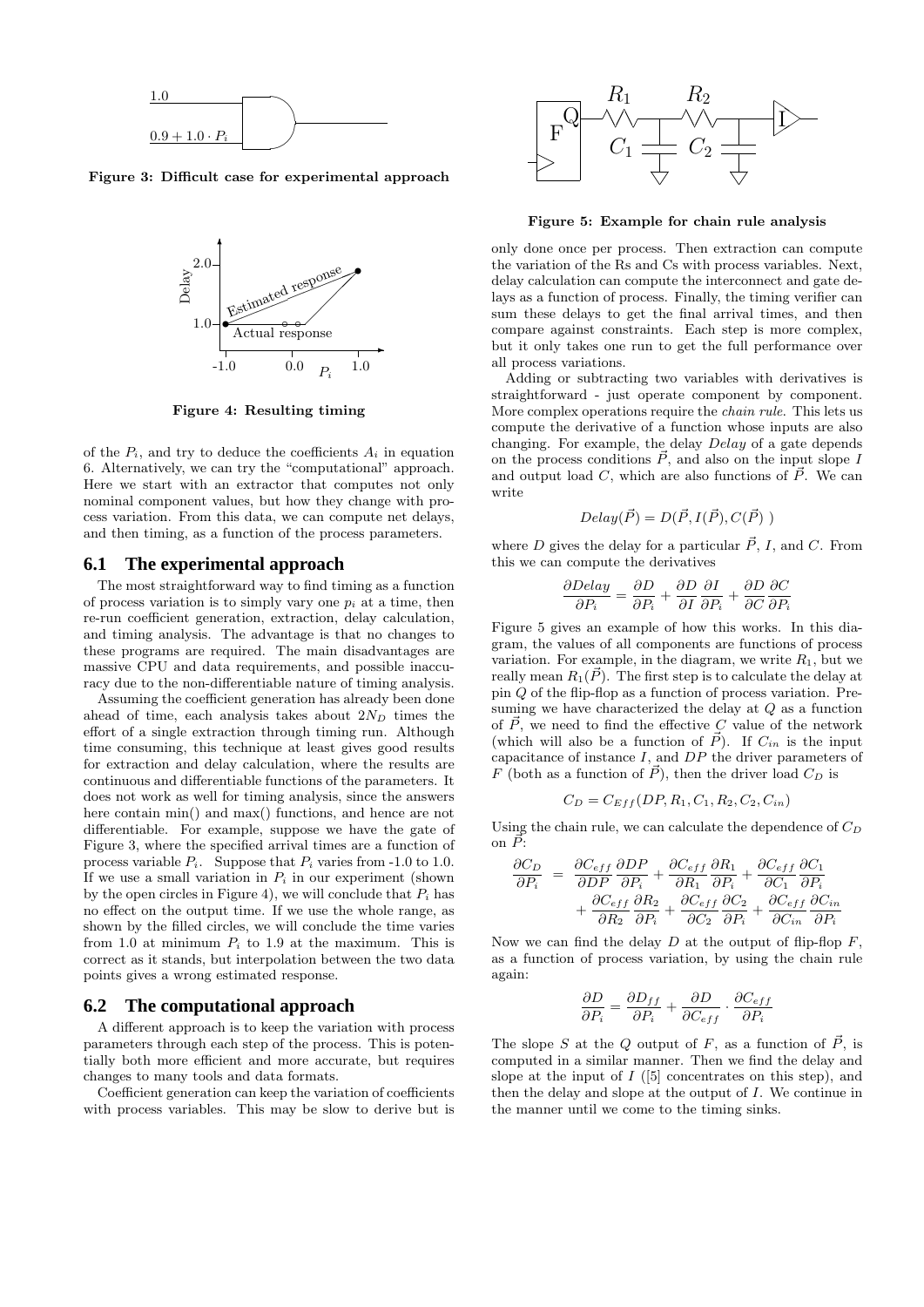Figure 3: Difficult case for experimental approach

Figure 4: Resulting timing

of the $P_i$, and try to deduce the coefficients $A_i$ in equation 6. Alternatively, we can try the "computational" approach. Here we start with an extractor that computes not only nominal component values, but how they change with process variation. From this data, we can compute net delays, and then timing, as a function of the process parameters.

## 6.1 The experimental approach

The most straightforward way to find timing as a function of process variation is to simply vary one $p_i$ at a time, then re-run coefficient generation, extraction, delay calculation, and timing analysis. The advantage is that no changes to these programs are required. The main disadvantages are massive CPU and data requirements, and possible inaccuracy due to the non-differentiable nature of timing analysis.

Assuming the coefficient generation has already been done ahead of time, each analysis takes about $2N_D$ times the effort of a single extraction through timing run. Although time consuming, this technique at least gives good results for extraction and delay calculation, where the results are continuous and differentiable functions of the parameters. It does not work as well for timing analysis, since the answers here contain min() and max() functions, and hence are not differentiable. For example, suppose we have the gate of Figure 3, where the specified arrival times are a function of process variable $P_i$. Suppose that $P_i$ varies from -1.0 to 1.0. If we use a small variation in $P_i$ in our experiment (shown by the open circles in Figure 4), we will conclude that $P_i$ has no effect on the output time. If we use the whole range, as shown by the filled circles, we will conclude the time varies from 1.0 at minimum $P_i$ to 1.9 at the maximum. This is correct as it stands, but interpolation between the two data points gives a wrong estimated response.

## 6.2 The computational approach

A different approach is to keep the variation with process parameters through each step of the process. This is potentially both more efficient and more accurate, but requires changes to many tools and data formats.

Coefficient generation can keep the variation of coefficients with process variables. This may be slow to derive but is only done once per process. Then extraction can compute the variation of the Rs and Cs with process variables. Next, delay calculation can compute the interconnect and gate delays as a function of process. Finally, the timing verifier can sum these delays to get the final arrival times, and then compare against constraints. Each step is more complex, but it only takes one run to get the full performance over all process variations.

Figure 5: Example for chain rule analysis

Adding or subtracting two variables with derivatives is straightforward - just operate component by component. More complex operations require the *chain rule*. This lets us compute the derivative of a function whose inputs are also changing. For example, the delay *Delay* of a gate depends on the process conditions $\vec{P}$, and also on the input slope $I$ and output load $C$, which are also functions of $\vec{P}$. We can write

$$Delay(\vec{P}) = D(\vec{P}, I(\vec{P}), C(\vec{P}))$$

where $D$ gives the delay for a particular $\vec{P}$, $I$, and $C$. From this we can compute the derivatives

$$\frac{\partial Delay}{\partial P_i} = \frac{\partial D}{\partial P_i} + \frac{\partial D}{\partial I}\frac{\partial I}{\partial P_i} + \frac{\partial D}{\partial C}\frac{\partial C}{\partial P_i}$$

Figure 5 gives an example of how this works. In this diagram, the values of all components are functions of process variation. For example, in the diagram, we write $R_1$, but we really mean $R_1(\vec{P})$. The first step is to calculate the delay at pin $Q$ of the flip-flop as a function of process variation. Presuming we have characterized the delay at $Q$ as a function of $\vec{P}$, we need to find the effective $C$ value of the network (which will also be a function of $\vec{P}$). If $C_{in}$ is the input capacitance of instance $I$, and $DP$ the driver parameters of $F$ (both as a function of $\vec{P}$), then the driver load $C_D$ is

$$C_D = C_{Eff}(DP, R_1, C_1, R_2, C_2, C_{in})$$

Using the chain rule, we can calculate the dependence of $C_D$ on $\vec{P}$:

$$\begin{aligned}\frac{\partial C_D}{\partial P_i} &= \frac{\partial C_{eff}}{\partial DP}\frac{\partial DP}{\partial P_i} + \frac{\partial C_{eff}}{\partial R_1}\frac{\partial R_1}{\partial P_i} + \frac{\partial C_{eff}}{\partial C_1}\frac{\partial C_1}{\partial P_i} \\ &+ \frac{\partial C_{eff}}{\partial R_2}\frac{\partial R_2}{\partial P_i} + \frac{\partial C_{eff}}{\partial C_2}\frac{\partial C_2}{\partial P_i} + \frac{\partial C_{eff}}{\partial C_{in}}\frac{\partial C_{in}}{\partial P_i}\end{aligned}$$

Now we can find the delay $D$ at the output of flip-flop $F$, as a function of process variation, by using the chain rule again:

$$\frac{\partial D}{\partial P_i} = \frac{\partial D_{ff}}{\partial P_i} + \frac{\partial D}{\partial C_{eff}} \cdot \frac{\partial C_{eff}}{\partial P_i}$$

The slope $S$ at the $Q$ output of $F$, as a function of $\vec{P}$, is computed in a similar manner. Then we find the delay and slope at the input of $I$ ([5] concentrates on this step), and then the delay and slope at the output of $I$. We continue in the manner until we come to the timing sinks.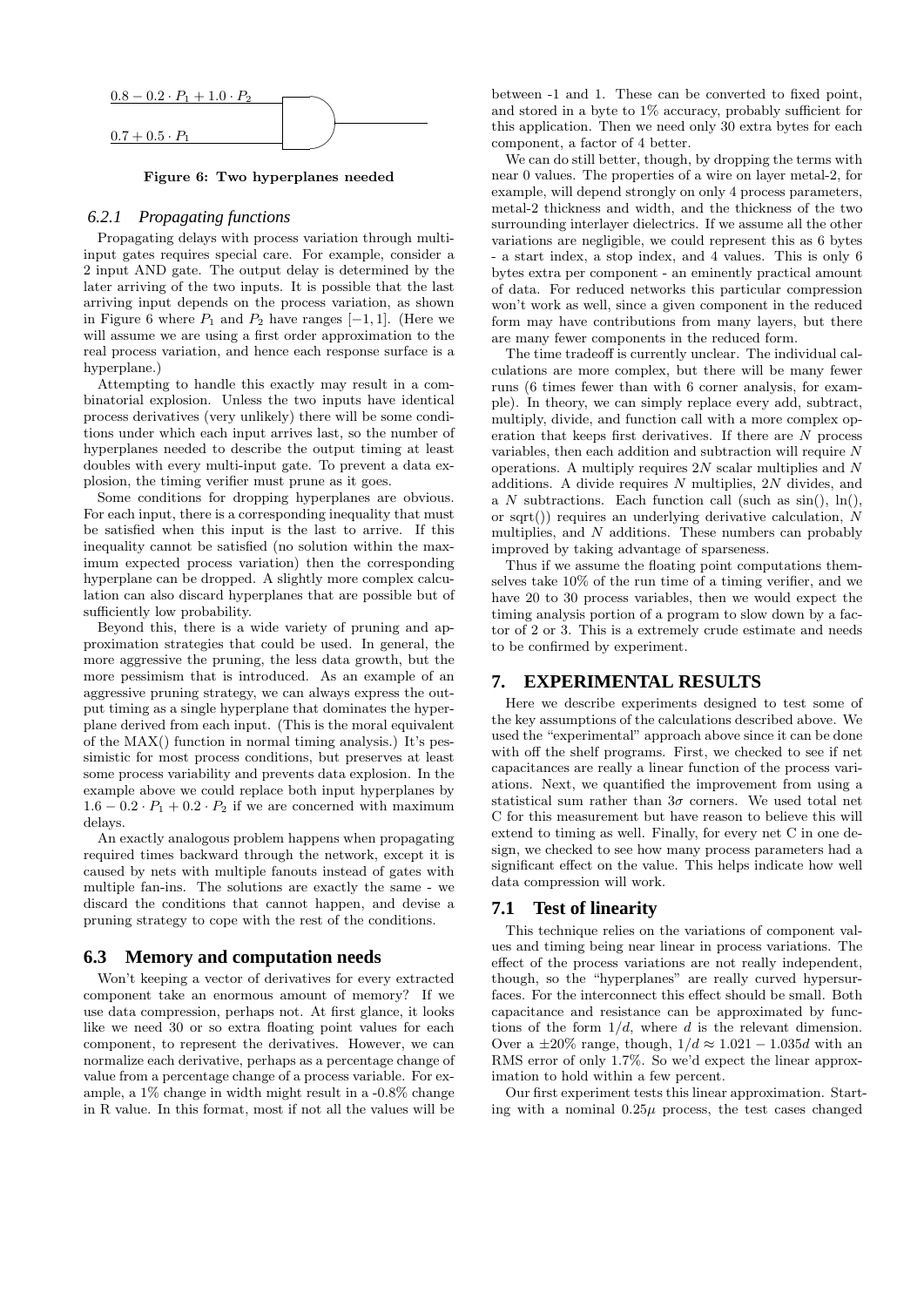$0.8 - 0.2 \cdot P_1 + 1.0 \cdot P_2$

$0.7 + 0.5 \cdot P_1$

**Figure 6: Two hyperplanes needed**

### 6.2.1 *Propagating functions*

Propagating delays with process variation through multi-input gates requires special care. For example, consider a 2 input AND gate. The output delay is determined by the later arriving of the two inputs. It is possible that the last arriving input depends on the process variation, as shown in Figure 6 where $P_1$ and $P_2$ have ranges $[-1, 1]$. (Here we will assume we are using a first order approximation to the real process variation, and hence each response surface is a hyperplane.)

Attempting to handle this exactly may result in a combinatorial explosion. Unless the two inputs have identical process derivatives (very unlikely) there will be some conditions under which each input arrives last, so the number of hyperplanes needed to describe the output timing at least doubles with every multi-input gate. To prevent a data explosion, the timing verifier must prune as it goes.

Some conditions for dropping hyperplanes are obvious. For each input, there is a corresponding inequality that must be satisfied when this input is the last to arrive. If this inequality cannot be satisfied (no solution within the maximum expected process variation) then the corresponding hyperplane can be dropped. A slightly more complex calculation can also discard hyperplanes that are possible but of sufficiently low probability.

Beyond this, there is a wide variety of pruning and approximation strategies that could be used. In general, the more aggressive the pruning, the less data growth, but the more pessimism that is introduced. As an example of an aggressive pruning strategy, we can always express the output timing as a single hyperplane that dominates the hyperplane derived from each input. (This is the moral equivalent of the MAX() function in normal timing analysis.) It's pessimistic for most process conditions, but preserves at least some process variability and prevents data explosion. In the example above we could replace both input hyperplanes by $1.6 - 0.2 \cdot P_1 + 0.2 \cdot P_2$ if we are concerned with maximum delays.

An exactly analogous problem happens when propagating required times backward through the network, except it is caused by nets with multiple fanouts instead of gates with multiple fan-ins. The solutions are exactly the same - we discard the conditions that cannot happen, and devise a pruning strategy to cope with the rest of the conditions.

## 6.3 Memory and computation needs

Won't keeping a vector of derivatives for every extracted component take an enormous amount of memory? If we use data compression, perhaps not. At first glance, it looks like we need 30 or so extra floating point values for each component, to represent the derivatives. However, we can normalize each derivative, perhaps as a percentage change of value from a percentage change of a process variable. For example, a 1% change in width might result in a -0.8% change in R value. In this format, most if not all the values will be between -1 and 1. These can be converted to fixed point, and stored in a byte to 1% accuracy, probably sufficient for this application. Then we need only 30 extra bytes for each component, a factor of 4 better.

We can do still better, though, by dropping the terms with near 0 values. The properties of a wire on layer metal-2, for example, will depend strongly on only 4 process parameters, metal-2 thickness and width, and the thickness of the two surrounding interlayer dielectrics. If we assume all the other variations are negligible, we could represent this as 6 bytes - a start index, a stop index, and 4 values. This is only 6 bytes extra per component - an eminently practical amount of data. For reduced networks this particular compression won't work as well, since a given component in the reduced form may have contributions from many layers, but there are many fewer components in the reduced form.

The time tradeoff is currently unclear. The individual calculations are more complex, but there will be many fewer runs (6 times fewer than with 6 corner analysis, for example). In theory, we can simply replace every add, subtract, multiply, divide, and function call with a more complex operation that keeps first derivatives. If there are $N$ process variables, then each addition and subtraction will require $N$ operations. A multiply requires $2N$ scalar multiplies and $N$ additions. A divide requires $N$ multiplies, $2N$ divides, and a $N$ subtractions. Each function call (such as sin(), ln(), or sqrt()) requires an underlying derivative calculation, $N$ multiplies, and $N$ additions. These numbers can probably improved by taking advantage of sparseness.

Thus if we assume the floating point computations themselves take 10% of the run time of a timing verifier, and we have 20 to 30 process variables, then we would expect the timing analysis portion of a program to slow down by a factor of 2 or 3. This is a extremely crude estimate and needs to be confirmed by experiment.

# 7. EXPERIMENTAL RESULTS

Here we describe experiments designed to test some of the key assumptions of the calculations described above. We used the "experimental" approach above since it can be done with off the shelf programs. First, we checked to see if net capacitances are really a linear function of the process variations. Next, we quantified the improvement from using a statistical sum rather than $3\sigma$ corners. We used total net C for this measurement but have reason to believe this will extend to timing as well. Finally, for every net C in one design, we checked to see how many process parameters had a significant effect on the value. This helps indicate how well data compression will work.

## 7.1 Test of linearity

This technique relies on the variations of component values and timing being near linear in process variations. The effect of the process variations are not really independent, though, so the "hyperplanes" are really curved hypersurfaces. For the interconnect this effect should be small. Both capacitance and resistance can be approximated by functions of the form $1/d$, where $d$ is the relevant dimension. Over a $\pm 20\%$ range, though, $1/d \approx 1.021 - 1.035d$ with an RMS error of only 1.7%. So we'd expect the linear approximation to hold within a few percent.

Our first experiment tests this linear approximation. Starting with a nominal $0.25\mu$ process, the test cases changed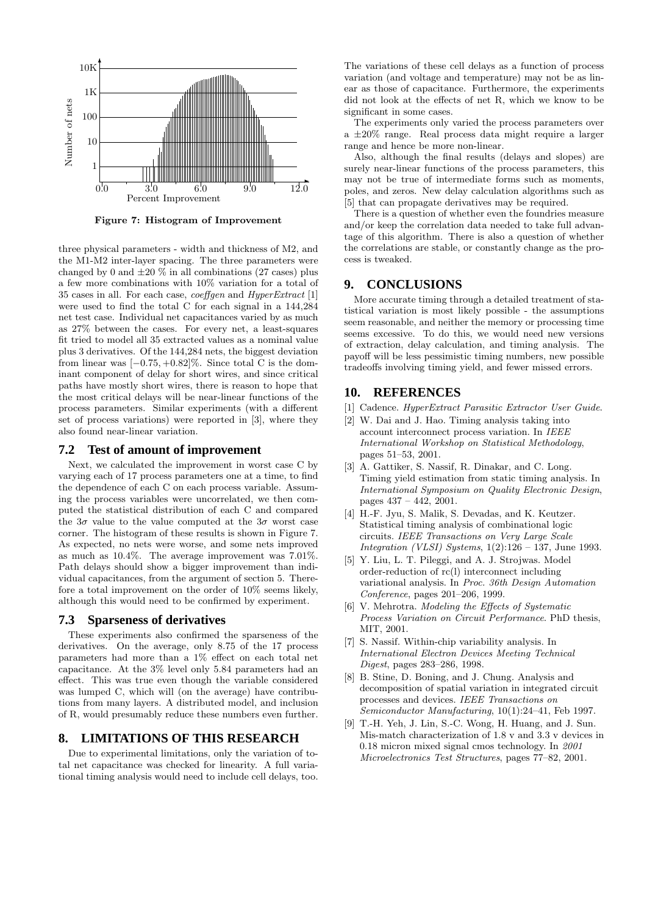10K
1K
100
10
1
Number of nets
0.0
3.0
6.0
9.0
12.0
Percent Improvement

**Figure 7: Histogram of Improvement**

three physical parameters - width and thickness of M2, and the M1-M2 inter-layer spacing. The three parameters were changed by 0 and ±20 % in all combinations (27 cases) plus a few more combinations with 10% variation for a total of 35 cases in all. For each case, *coeffgen* and *HyperExtract* [1] were used to find the total C for each signal in a 144,284 net test case. Individual net capacitances varied by as much as 27% between the cases. For every net, a least-squares fit tried to model all 35 extracted values as a nominal value plus 3 derivatives. Of the 144,284 nets, the biggest deviation from linear was $[-0.75, +0.82]$%. Since total C is the dominant component of delay for short wires, and since critical paths have mostly short wires, there is reason to hope that the most critical delays will be near-linear functions of the process parameters. Similar experiments (with a different set of process variations) were reported in [3], where they also found near-linear variation.

### 7.2 Test of amount of improvement

Next, we calculated the improvement in worst case C by varying each of 17 process parameters one at a time, to find the dependence of each C on each process variable. Assuming the process variables were uncorrelated, we then computed the statistical distribution of each C and compared the $3\sigma$ value to the value computed at the $3\sigma$ worst case corner. The histogram of these results is shown in Figure 7. As expected, no nets were worse, and some nets improved as much as 10.4%. The average improvement was 7.01%. Path delays should show a bigger improvement than individual capacitances, from the argument of section 5. Therefore a total improvement on the order of 10% seems likely, although this would need to be confirmed by experiment.

### 7.3 Sparseness of derivatives

These experiments also confirmed the sparseness of the derivatives. On the average, only 8.75 of the 17 process parameters had more than a 1% effect on each total net capacitance. At the 3% level only 5.84 parameters had an effect. This was true even though the variable considered was lumped C, which will (on the average) have contributions from many layers. A distributed model, and inclusion of R, would presumably reduce these numbers even further.

## 8. LIMITATIONS OF THIS RESEARCH

Due to experimental limitations, only the variation of total net capacitance was checked for linearity. A full variational timing analysis would need to include cell delays, too. The variations of these cell delays as a function of process variation (and voltage and temperature) may not be as linear as those of capacitance. Furthermore, the experiments did not look at the effects of net R, which we know to be significant in some cases.

The experiments only varied the process parameters over a ±20% range. Real process data might require a larger range and hence be more non-linear.

Also, although the final results (delays and slopes) are surely near-linear functions of the process parameters, this may not be true of intermediate forms such as moments, poles, and zeros. New delay calculation algorithms such as [5] that can propagate derivatives may be required.

There is a question of whether even the foundries measure and/or keep the correlation data needed to take full advantage of this algorithm. There is also a question of whether the correlations are stable, or constantly change as the process is tweaked.

## 9. CONCLUSIONS

More accurate timing through a detailed treatment of statistical variation is most likely possible - the assumptions seem reasonable, and neither the memory or processing time seems excessive. To do this, we would need new versions of extraction, delay calculation, and timing analysis. The payoff will be less pessimistic timing numbers, new possible tradeoffs involving timing yield, and fewer missed errors.

## 10. REFERENCES

[1] Cadence. *HyperExtract Parasitic Extractor User Guide*.

[2] W. Dai and J. Hao. Timing analysis taking into account interconnect process variation. In *IEEE International Workshop on Statistical Methodology*, pages 51–53, 2001.

[3] A. Gattiker, S. Nassif, R. Dinakar, and C. Long. Timing yield estimation from static timing analysis. In *International Symposium on Quality Electronic Design*, pages 437 – 442, 2001.

[4] H.-F. Jyu, S. Malik, S. Devadas, and K. Keutzer. Statistical timing analysis of combinational logic circuits. *IEEE Transactions on Very Large Scale Integration (VLSI) Systems*, 1(2):126 – 137, June 1993.

[5] Y. Liu, L. T. Pileggi, and A. J. Strojwas. Model order-reduction of rc(l) interconnect including variational analysis. In *Proc. 36th Design Automation Conference*, pages 201–206, 1999.

[6] V. Mehrotra. *Modeling the Effects of Systematic Process Variation on Circuit Performance*. PhD thesis, MIT, 2001.

[7] S. Nassif. Within-chip variability analysis. In *International Electron Devices Meeting Technical Digest*, pages 283–286, 1998.

[8] B. Stine, D. Boning, and J. Chung. Analysis and decomposition of spatial variation in integrated circuit processes and devices. *IEEE Transactions on Semiconductor Manufacturing*, 10(1):24–41, Feb 1997.

[9] T.-H. Yeh, J. Lin, S.-C. Wong, H. Huang, and J. Sun. Mis-match characterization of 1.8 v and 3.3 v devices in 0.18 micron mixed signal cmos technology. In *2001 Microelectronics Test Structures*, pages 77–82, 2001.